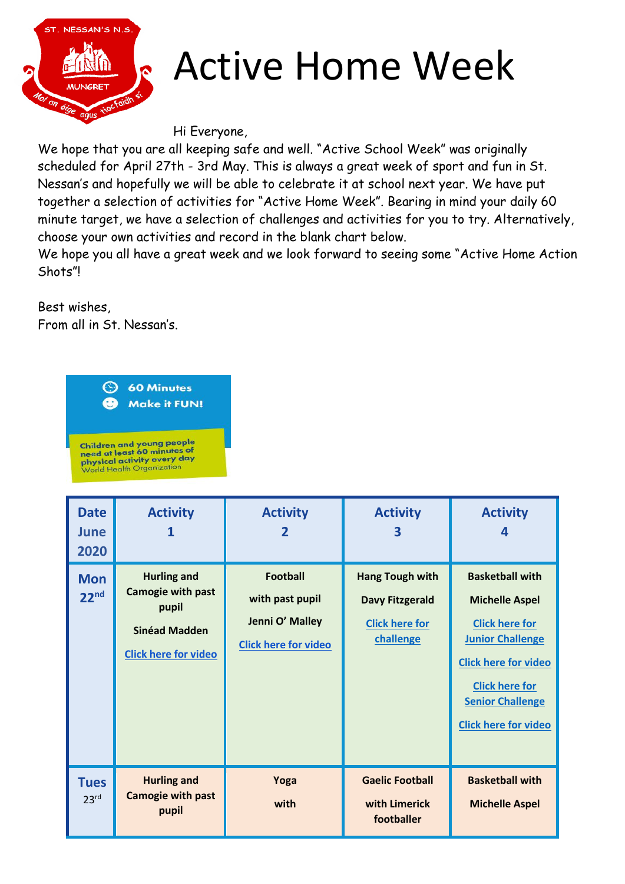ST. NESSAN'S N.S.
MUNGRET
Mol an óige agus tiocfaidh sí

# Active Home Week

Hi Everyone,

We hope that you are all keeping safe and well. "Active School Week" was originally scheduled for April 27th - 3rd May. This is always a great week of sport and fun in St. Nessan's and hopefully we will be able to celebrate it at school next year. We have put together a selection of activities for "Active Home Week". Bearing in mind your daily 60 minute target, we have a selection of challenges and activities for you to try. Alternatively, choose your own activities and record in the blank chart below.

We hope you all have a great week and we look forward to seeing some "Active Home Action Shots"!

Best wishes,
From all in St. Nessan's.

**60 Minutes**
**Make it FUN!**

**Children and young people need at least 60 minutes of physical activity every day**
World Health Organization

| Date June 2020 | Activity 1 | Activity 2 | Activity 3 | Activity 4 |
|---|---|---|---|---|
| **Mon 22nd** | **Hurling and Camogie with past pupil Sinéad Madden** Click here for video | **Football with past pupil Jenni O' Malley** Click here for video | **Hang Tough with Davy Fitzgerald** Click here for challenge | **Basketball with Michelle Aspel** Click here for Junior Challenge Click here for video Click here for Senior Challenge Click here for video |
| **Tues 23rd** | **Hurling and Camogie with past pupil** | **Yoga with** | **Gaelic Football with Limerick footballer** | **Basketball with Michelle Aspel** |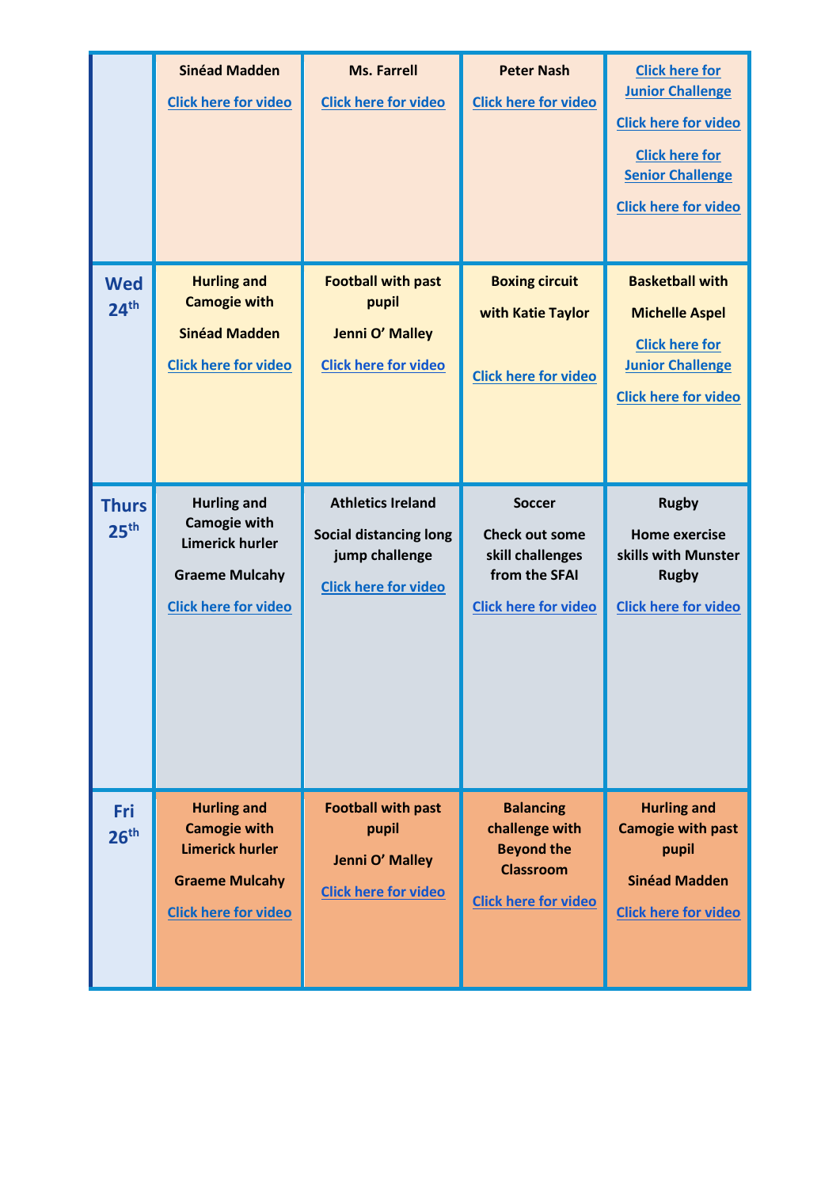|  |  |  |  |  |
|---|---|---|---|---|
|  | Sinéad Madden<br>Click here for video | Ms. Farrell<br>Click here for video | Peter Nash<br>Click here for video | Click here for Junior Challenge<br>Click here for video<br>Click here for Senior Challenge<br>Click here for video |
| **Wed 24th** | **Hurling and Camogie with Sinéad Madden**<br>Click here for video | **Football with past pupil Jenni O' Malley**<br>Click here for video | **Boxing circuit with Katie Taylor**<br>Click here for video | **Basketball with Michelle Aspel**<br>Click here for Junior Challenge<br>Click here for video |
| **Thurs 25th** | **Hurling and Camogie with Limerick hurler Graeme Mulcahy**<br>Click here for video | **Athletics Ireland Social distancing long jump challenge**<br>Click here for video | **Soccer Check out some skill challenges from the SFAI**<br>Click here for video | **Rugby Home exercise skills with Munster Rugby**<br>Click here for video |
| **Fri 26th** | **Hurling and Camogie with Limerick hurler Graeme Mulcahy**<br>Click here for video | **Football with past pupil Jenni O' Malley**<br>Click here for video | **Balancing challenge with Beyond the Classroom**<br>Click here for video | **Hurling and Camogie with past pupil Sinéad Madden**<br>Click here for video |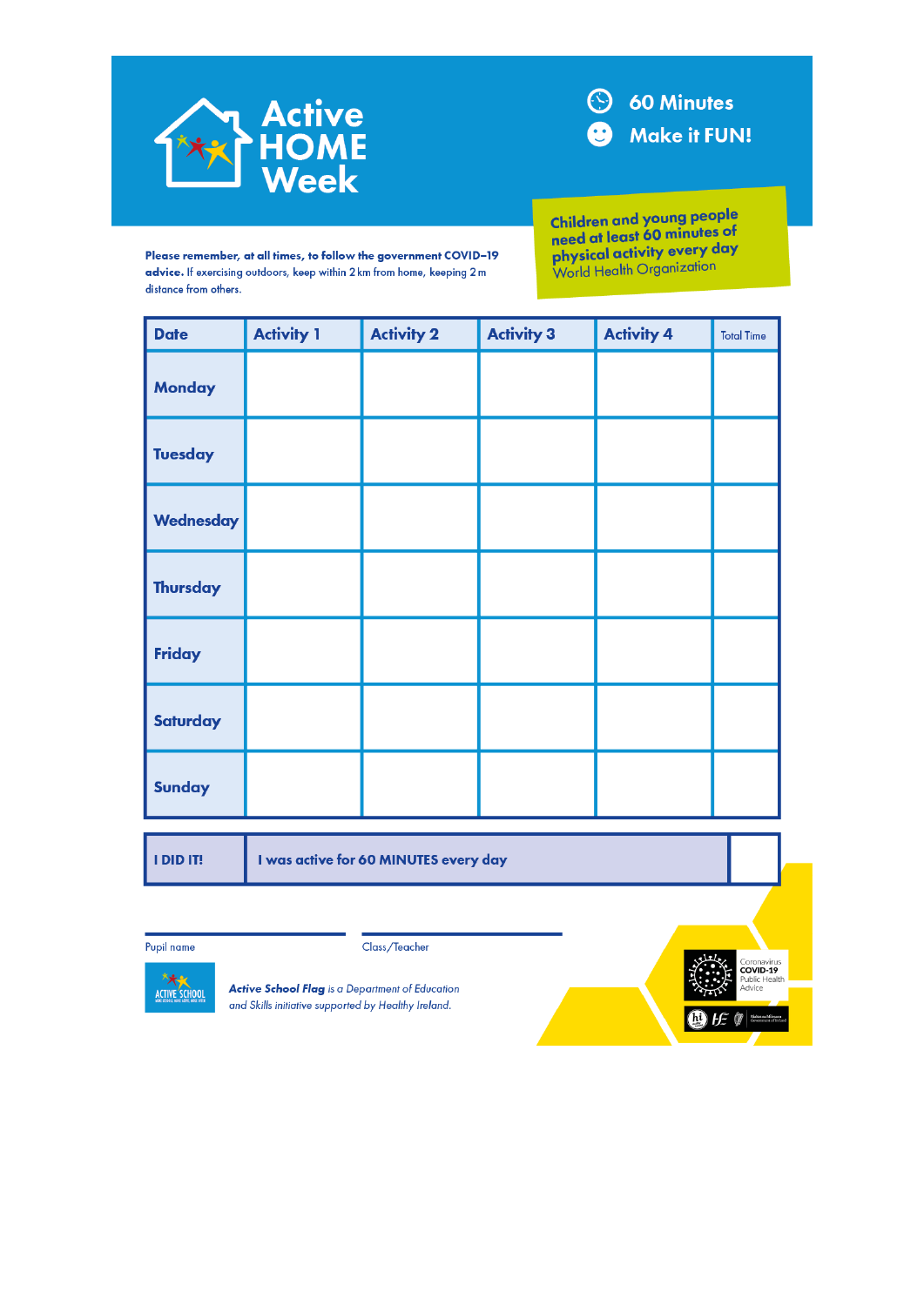# Active HOME Week

60 Minutes

Make it FUN!

**Children and young people need at least 60 minutes of physical activity every day**
World Health Organization

**Please remember, at all times, to follow the government COVID–19 advice.** If exercising outdoors, keep within 2 km from home, keeping 2 m distance from others.

| Date | Activity 1 | Activity 2 | Activity 3 | Activity 4 | Total Time |
|---|---|---|---|---|---|
| Monday | | | | | |
| Tuesday | | | | | |
| Wednesday | | | | | |
| Thursday | | | | | |
| Friday | | | | | |
| Saturday | | | | | |
| Sunday | | | | | |

| | | |
|---|---|---|
| I DID IT! | I was active for 60 MINUTES every day | |

Pupil name

Class/Teacher

*Active School Flag is a Department of Education and Skills initiative supported by Healthy Ireland.*

Coronavirus COVID-19 Public Health Advice